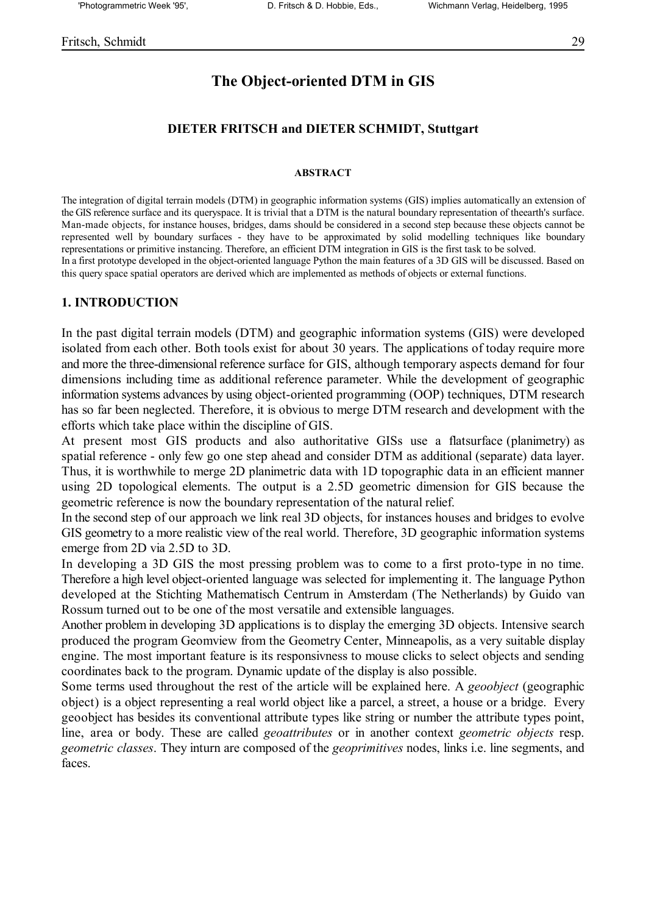# The Object-oriented DTM in GIS

**DIETER FRITSCH and DIETER SCHMIDT, Stuttgart**

**ABSTRACT**

The integration of digital terrain models (DTM) in geographic information systems (GIS) implies automatically an extension of the GIS reference surface and its queryspace. It is trivial that a DTM is the natural boundary representation of theearth's surface. Man-made objects, for instance houses, bridges, dams should be considered in a second step because these objects cannot be represented well by boundary surfaces - they have to be approximated by solid modelling techniques like boundary representations or primitive instancing. Therefore, an efficient DTM integration in GIS is the first task to be solved.
In a first prototype developed in the object-oriented language Python the main features of a 3D GIS will be discussed. Based on this query space spatial operators are derived which are implemented as methods of objects or external functions.

## 1. INTRODUCTION

In the past digital terrain models (DTM) and geographic information systems (GIS) were developed isolated from each other. Both tools exist for about 30 years. The applications of today require more and more the three-dimensional reference surface for GIS, although temporary aspects demand for four dimensions including time as additional reference parameter. While the development of geographic information systems advances by using object-oriented programming (OOP) techniques, DTM research has so far been neglected. Therefore, it is obvious to merge DTM research and development with the efforts which take place within the discipline of GIS.
At present most GIS products and also authoritative GISs use a flatsurface (planimetry) as spatial reference - only few go one step ahead and consider DTM as additional (separate) data layer. Thus, it is worthwhile to merge 2D planimetric data with 1D topographic data in an efficient manner using 2D topological elements. The output is a 2.5D geometric dimension for GIS because the geometric reference is now the boundary representation of the natural relief.
In the second step of our approach we link real 3D objects, for instances houses and bridges to evolve GIS geometry to a more realistic view of the real world. Therefore, 3D geographic information systems emerge from 2D via 2.5D to 3D.
In developing a 3D GIS the most pressing problem was to come to a first proto-type in no time. Therefore a high level object-oriented language was selected for implementing it. The language Python developed at the Stichting Mathematisch Centrum in Amsterdam (The Netherlands) by Guido van Rossum turned out to be one of the most versatile and extensible languages.
Another problem in developing 3D applications is to display the emerging 3D objects. Intensive search produced the program Geomview from the Geometry Center, Minneapolis, as a very suitable display engine. The most important feature is its responsivness to mouse clicks to select objects and sending coordinates back to the program. Dynamic update of the display is also possible.
Some terms used throughout the rest of the article will be explained here. A *geoobject* (geographic object) is a object representing a real world object like a parcel, a street, a house or a bridge. Every geoobject has besides its conventional attribute types like string or number the attribute types point, line, area or body. These are called *geoattributes* or in another context *geometric objects* resp. *geometric classes*. They inturn are composed of the *geoprimitives* nodes, links i.e. line segments, and faces.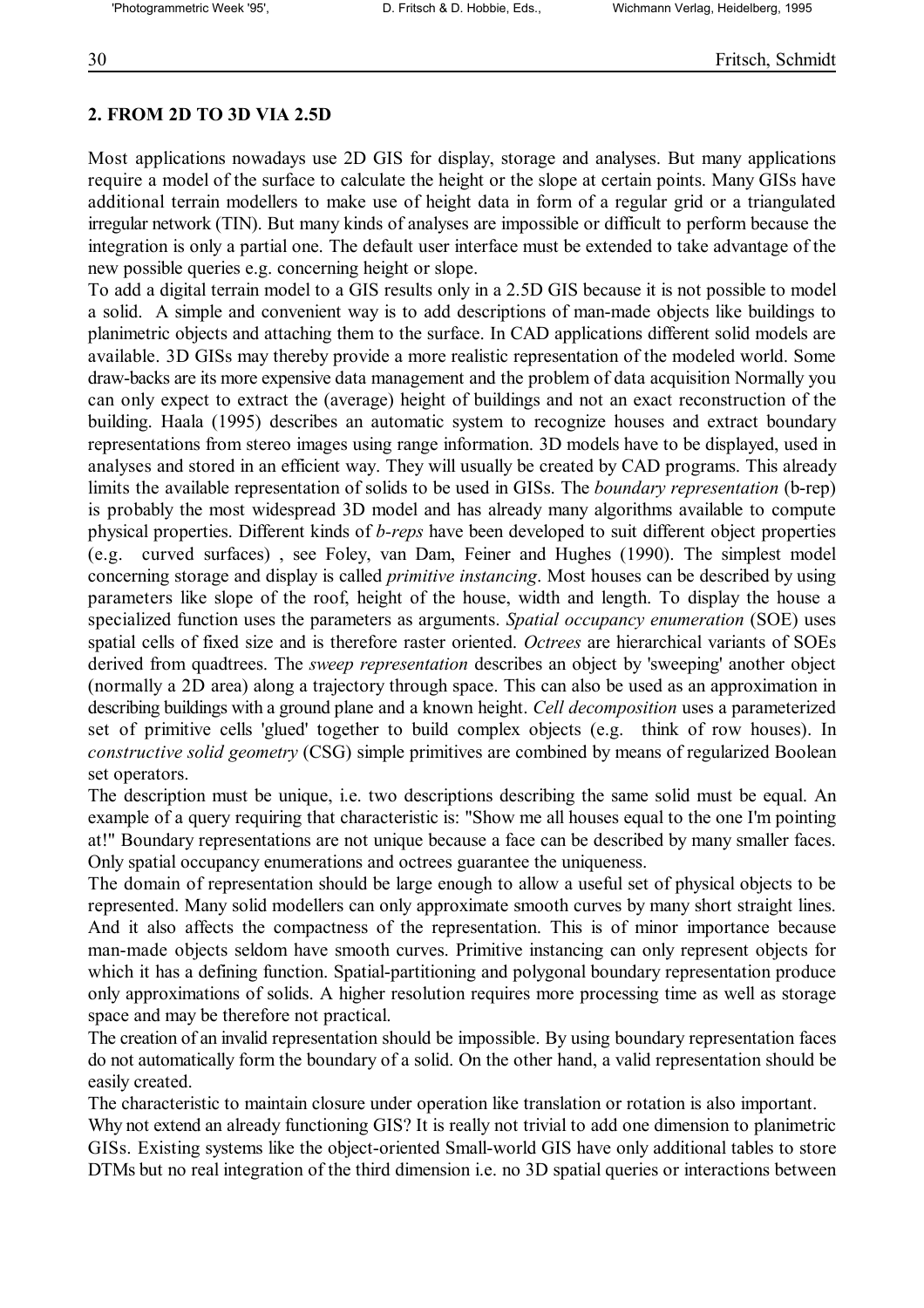## 2. FROM 2D TO 3D VIA 2.5D

Most applications nowadays use 2D GIS for display, storage and analyses. But many applications require a model of the surface to calculate the height or the slope at certain points. Many GISs have additional terrain modellers to make use of height data in form of a regular grid or a triangulated irregular network (TIN). But many kinds of analyses are impossible or difficult to perform because the integration is only a partial one. The default user interface must be extended to take advantage of the new possible queries e.g. concerning height or slope.

To add a digital terrain model to a GIS results only in a 2.5D GIS because it is not possible to model a solid. A simple and convenient way is to add descriptions of man-made objects like buildings to planimetric objects and attaching them to the surface. In CAD applications different solid models are available. 3D GISs may thereby provide a more realistic representation of the modeled world. Some draw-backs are its more expensive data management and the problem of data acquisition Normally you can only expect to extract the (average) height of buildings and not an exact reconstruction of the building. Haala (1995) describes an automatic system to recognize houses and extract boundary representations from stereo images using range information. 3D models have to be displayed, used in analyses and stored in an efficient way. They will usually be created by CAD programs. This already limits the available representation of solids to be used in GISs. The *boundary representation* (b-rep) is probably the most widespread 3D model and has already many algorithms available to compute physical properties. Different kinds of *b-reps* have been developed to suit different object properties (e.g. curved surfaces) , see Foley, van Dam, Feiner and Hughes (1990). The simplest model concerning storage and display is called *primitive instancing*. Most houses can be described by using parameters like slope of the roof, height of the house, width and length. To display the house a specialized function uses the parameters as arguments. *Spatial occupancy enumeration* (SOE) uses spatial cells of fixed size and is therefore raster oriented. *Octrees* are hierarchical variants of SOEs derived from quadtrees. The *sweep representation* describes an object by 'sweeping' another object (normally a 2D area) along a trajectory through space. This can also be used as an approximation in describing buildings with a ground plane and a known height. *Cell decomposition* uses a parameterized set of primitive cells 'glued' together to build complex objects (e.g. think of row houses). In *constructive solid geometry* (CSG) simple primitives are combined by means of regularized Boolean set operators.

The description must be unique, i.e. two descriptions describing the same solid must be equal. An example of a query requiring that characteristic is: "Show me all houses equal to the one I'm pointing at!" Boundary representations are not unique because a face can be described by many smaller faces. Only spatial occupancy enumerations and octrees guarantee the uniqueness.

The domain of representation should be large enough to allow a useful set of physical objects to be represented. Many solid modellers can only approximate smooth curves by many short straight lines. And it also affects the compactness of the representation. This is of minor importance because man-made objects seldom have smooth curves. Primitive instancing can only represent objects for which it has a defining function. Spatial-partitioning and polygonal boundary representation produce only approximations of solids. A higher resolution requires more processing time as well as storage space and may be therefore not practical.

The creation of an invalid representation should be impossible. By using boundary representation faces do not automatically form the boundary of a solid. On the other hand, a valid representation should be easily created.

The characteristic to maintain closure under operation like translation or rotation is also important.

Why not extend an already functioning GIS? It is really not trivial to add one dimension to planimetric GISs. Existing systems like the object-oriented Small-world GIS have only additional tables to store DTMs but no real integration of the third dimension i.e. no 3D spatial queries or interactions between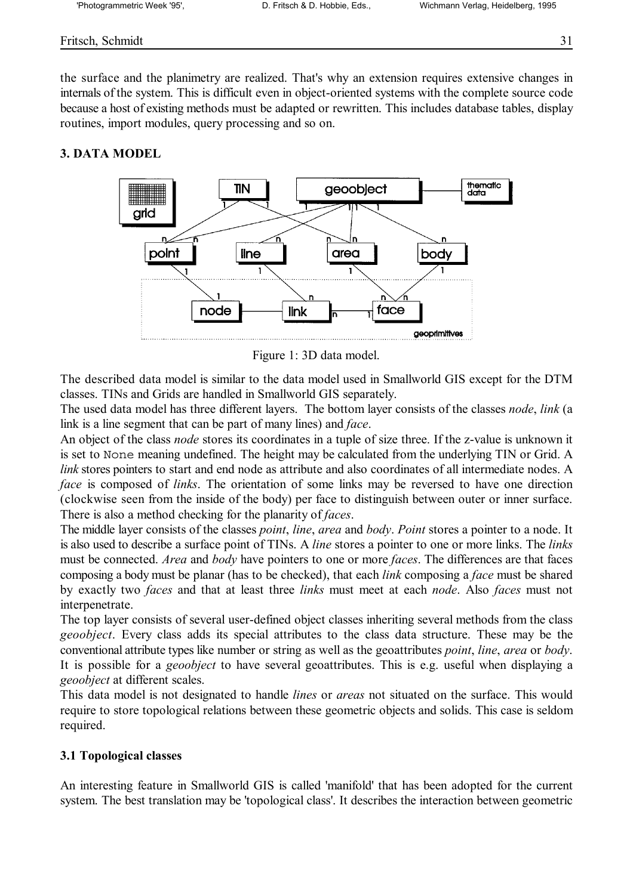the surface and the planimetry are realized. That's why an extension requires extensive changes in internals of the system. This is difficult even in object-oriented systems with the complete source code because a host of existing methods must be adapted or rewritten. This includes database tables, display routines, import modules, query processing and so on.

## 3. DATA MODEL

Figure 1: 3D data model.

The described data model is similar to the data model used in Smallworld GIS except for the DTM classes. TINs and Grids are handled in Smallworld GIS separately.

The used data model has three different layers. The bottom layer consists of the classes *node*, *link* (a link is a line segment that can be part of many lines) and *face*.

An object of the class *node* stores its coordinates in a tuple of size three. If the z-value is unknown it is set to `None` meaning undefined. The height may be calculated from the underlying TIN or Grid. A *link* stores pointers to start and end node as attribute and also coordinates of all intermediate nodes. A *face* is composed of *links*. The orientation of some links may be reversed to have one direction (clockwise seen from the inside of the body) per face to distinguish between outer or inner surface. There is also a method checking for the planarity of *faces*.

The middle layer consists of the classes *point*, *line*, *area* and *body*. *Point* stores a pointer to a node. It is also used to describe a surface point of TINs. A *line* stores a pointer to one or more links. The *links* must be connected. *Area* and *body* have pointers to one or more *faces*. The differences are that faces composing a body must be planar (has to be checked), that each *link* composing a *face* must be shared by exactly two *faces* and that at least three *links* must meet at each *node*. Also *faces* must not interpenetrate.

The top layer consists of several user-defined object classes inheriting several methods from the class *geoobject*. Every class adds its special attributes to the class data structure. These may be the conventional attribute types like number or string as well as the geoattributes *point*, *line*, *area* or *body*. It is possible for a *geoobject* to have several geoattributes. This is e.g. useful when displaying a *geoobject* at different scales.

This data model is not designated to handle *lines* or *areas* not situated on the surface. This would require to store topological relations between these geometric objects and solids. This case is seldom required.

### 3.1 Topological classes

An interesting feature in Smallworld GIS is called 'manifold' that has been adopted for the current system. The best translation may be 'topological class'. It describes the interaction between geometric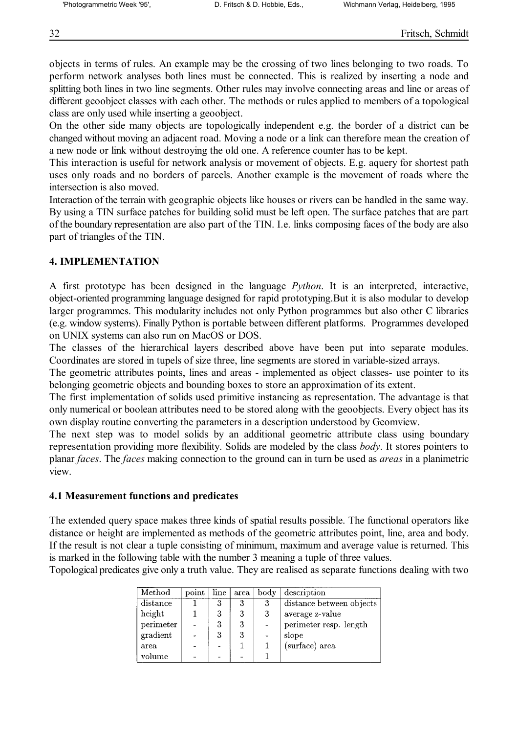objects in terms of rules. An example may be the crossing of two lines belonging to two roads. To perform network analyses both lines must be connected. This is realized by inserting a node and splitting both lines in two line segments. Other rules may involve connecting areas and line or areas of different geoobject classes with each other. The methods or rules applied to members of a topological class are only used while inserting a geoobject.
On the other side many objects are topologically independent e.g. the border of a district can be changed without moving an adjacent road. Moving a node or a link can therefore mean the creation of a new node or link without destroying the old one. A reference counter has to be kept.
This interaction is useful for network analysis or movement of objects. E.g. aquery for shortest path uses only roads and no borders of parcels. Another example is the movement of roads where the intersection is also moved.
Interaction of the terrain with geographic objects like houses or rivers can be handled in the same way. By using a TIN surface patches for building solid must be left open. The surface patches that are part of the boundary representation are also part of the TIN. I.e. links composing faces of the body are also part of triangles of the TIN.

## 4. IMPLEMENTATION

A first prototype has been designed in the language *Python*. It is an interpreted, interactive, object-oriented programming language designed for rapid prototyping.But it is also modular to develop larger programmes. This modularity includes not only Python programmes but also other C libraries (e.g. window systems). Finally Python is portable between different platforms. Programmes developed on UNIX systems can also run on MacOS or DOS.
The classes of the hierarchical layers described above have been put into separate modules. Coordinates are stored in tupels of size three, line segments are stored in variable-sized arrays.
The geometric attributes points, lines and areas - implemented as object classes- use pointer to its belonging geometric objects and bounding boxes to store an approximation of its extent.
The first implementation of solids used primitive instancing as representation. The advantage is that only numerical or boolean attributes need to be stored along with the geoobjects. Every object has its own display routine converting the parameters in a description understood by Geomview.
The next step was to model solids by an additional geometric attribute class using boundary representation providing more flexibility. Solids are modeled by the class *body*. It stores pointers to planar *faces*. The *faces* making connection to the ground can in turn be used as *areas* in a planimetric view.

### 4.1 Measurement functions and predicates

The extended query space makes three kinds of spatial results possible. The functional operators like distance or height are implemented as methods of the geometric attributes point, line, area and body. If the result is not clear a tuple consisting of minimum, maximum and average value is returned. This is marked in the following table with the number 3 meaning a tuple of three values.
Topological predicates give only a truth value. They are realised as separate functions dealing with two

| Method | point | line | area | body | description |
|---|---|---|---|---|---|
| distance | 1 | 3 | 3 | 3 | distance between objects |
| height | 1 | 3 | 3 | 3 | average z-value |
| perimeter | - | 3 | 3 | - | perimeter resp. length |
| gradient | - | 3 | 3 | - | slope |
| area | - | - | 1 | 1 | (surface) area |
| volume | - | - | - | 1 | |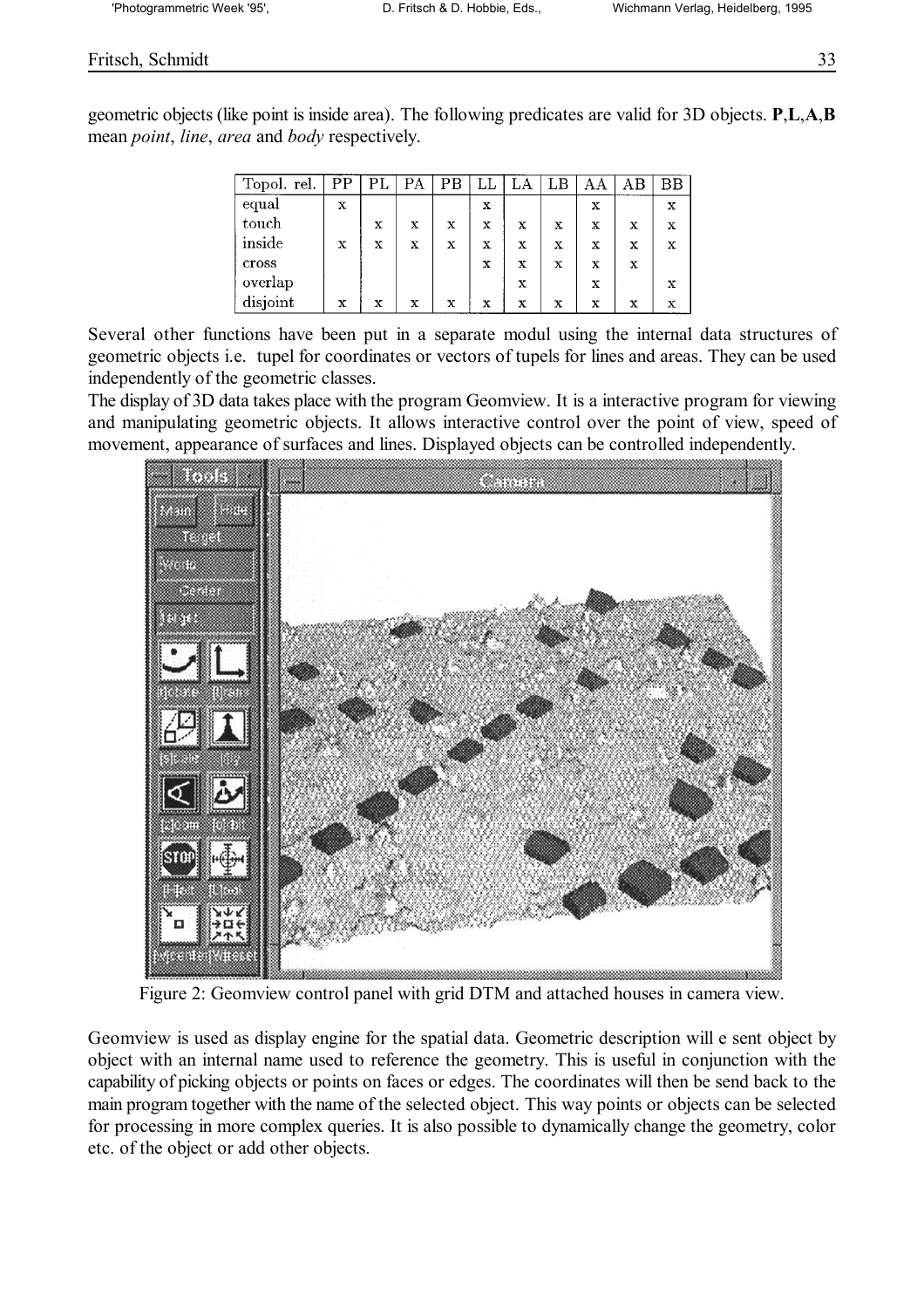geometric objects (like point is inside area). The following predicates are valid for 3D objects. **P**,**L**,**A**,**B** mean *point*, *line*, *area* and *body* respectively.

| Topol. rel. | PP | PL | PA | PB | LL | LA | LB | AA | AB | BB |
|---|---|---|---|---|---|---|---|---|---|---|
| equal | x | | | | x | | | x | | x |
| touch | | x | x | x | x | x | x | x | x | x |
| inside | x | x | x | x | x | x | x | x | x | x |
| cross | | | | | x | x | x | x | x | |
| overlap | | | | | | x | | x | | x |
| disjoint | x | x | x | x | x | x | x | x | x | x |

Several other functions have been put in a separate modul using the internal data structures of geometric objects i.e. tupel for coordinates or vectors of tupels for lines and areas. They can be used independently of the geometric classes.

The display of 3D data takes place with the program Geomview. It is a interactive program for viewing and manipulating geometric objects. It allows interactive control over the point of view, speed of movement, appearance of surfaces and lines. Displayed objects can be controlled independently.

Figure 2: Geomview control panel with grid DTM and attached houses in camera view.

Geomview is used as display engine for the spatial data. Geometric description will e sent object by object with an internal name used to reference the geometry. This is useful in conjunction with the capability of picking objects or points on faces or edges. The coordinates will then be send back to the main program together with the name of the selected object. This way points or objects can be selected for processing in more complex queries. It is also possible to dynamically change the geometry, color etc. of the object or add other objects.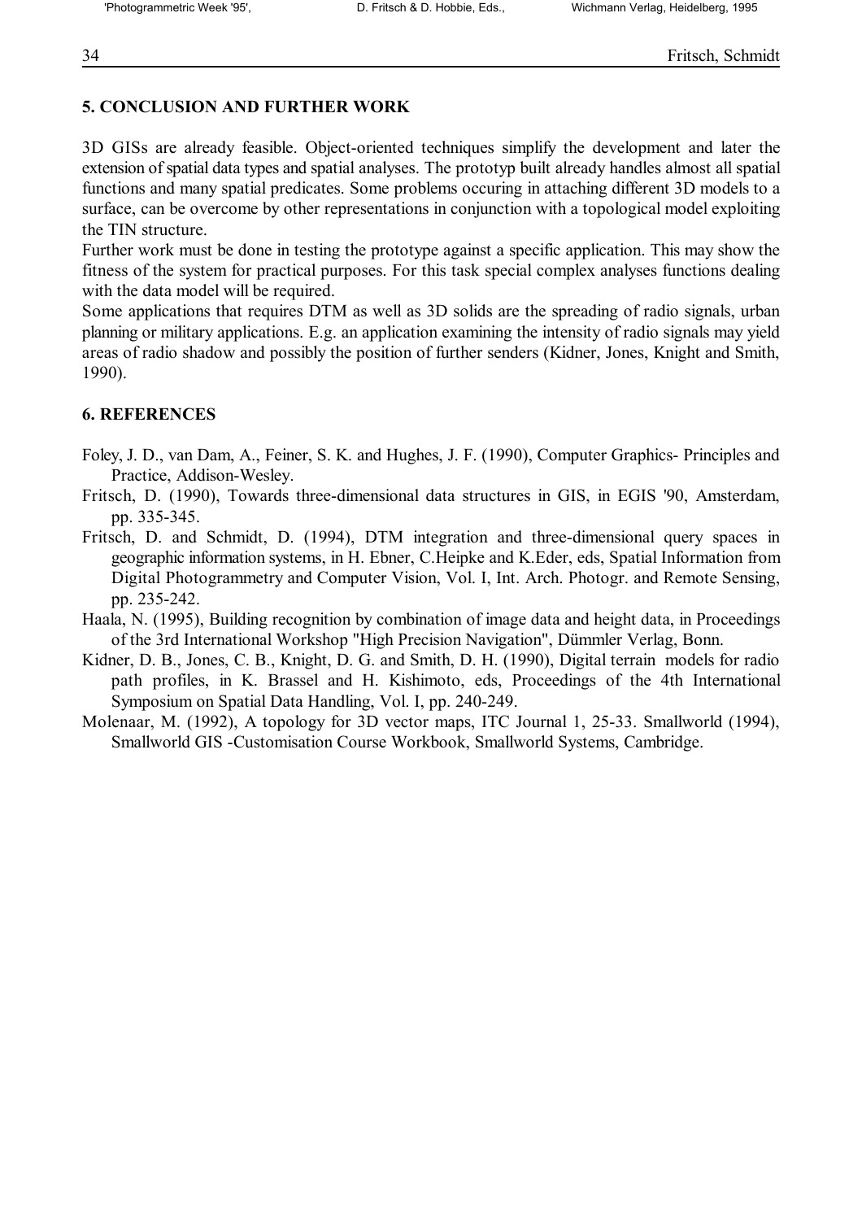## 5. CONCLUSION AND FURTHER WORK

3D GISs are already feasible. Object-oriented techniques simplify the development and later the extension of spatial data types and spatial analyses. The prototyp built already handles almost all spatial functions and many spatial predicates. Some problems occuring in attaching different 3D models to a surface, can be overcome by other representations in conjunction with a topological model exploiting the TIN structure.

Further work must be done in testing the prototype against a specific application. This may show the fitness of the system for practical purposes. For this task special complex analyses functions dealing with the data model will be required.

Some applications that requires DTM as well as 3D solids are the spreading of radio signals, urban planning or military applications. E.g. an application examining the intensity of radio signals may yield areas of radio shadow and possibly the position of further senders (Kidner, Jones, Knight and Smith, 1990).

## 6. REFERENCES

Foley, J. D., van Dam, A., Feiner, S. K. and Hughes, J. F. (1990), Computer Graphics- Principles and Practice, Addison-Wesley.

Fritsch, D. (1990), Towards three-dimensional data structures in GIS, in EGIS '90, Amsterdam, pp. 335-345.

Fritsch, D. and Schmidt, D. (1994), DTM integration and three-dimensional query spaces in geographic information systems, in H. Ebner, C.Heipke and K.Eder, eds, Spatial Information from Digital Photogrammetry and Computer Vision, Vol. I, Int. Arch. Photogr. and Remote Sensing, pp. 235-242.

Haala, N. (1995), Building recognition by combination of image data and height data, in Proceedings of the 3rd International Workshop "High Precision Navigation", Dümmler Verlag, Bonn.

Kidner, D. B., Jones, C. B., Knight, D. G. and Smith, D. H. (1990), Digital terrain models for radio path profiles, in K. Brassel and H. Kishimoto, eds, Proceedings of the 4th International Symposium on Spatial Data Handling, Vol. I, pp. 240-249.

Molenaar, M. (1992), A topology for 3D vector maps, ITC Journal 1, 25-33. Smallworld (1994), Smallworld GIS -Customisation Course Workbook, Smallworld Systems, Cambridge.